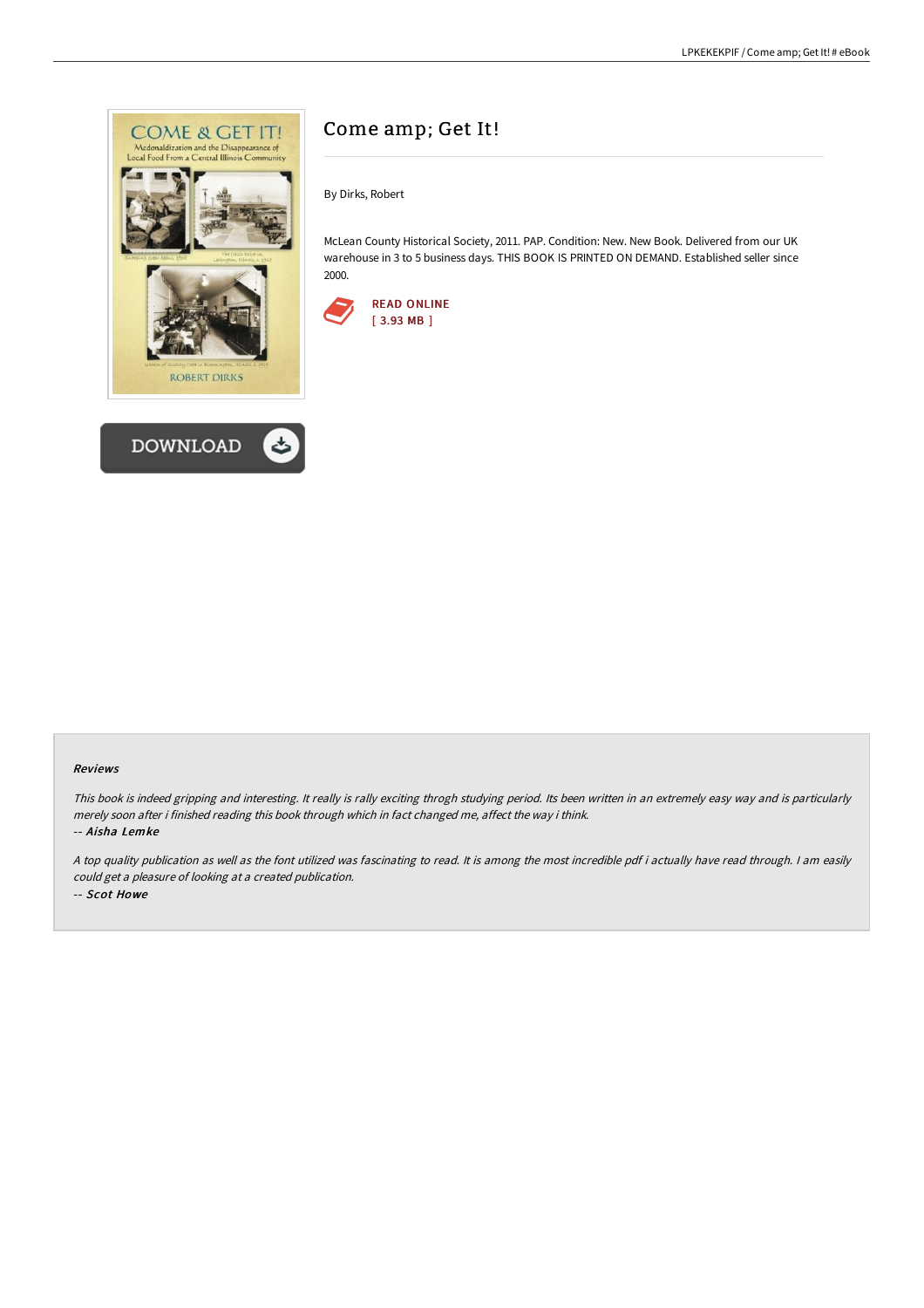# Come amp; Get It!

By Dirks, Robert

McLean County Historical Society, 2011. PAP. Condition: New. New Book. Delivered from our UK warehouse in 3 to 5 business days. THIS BOOK IS PRINTED ON DEMAND. Established seller since 2000.

READ ONLINE
[ 3.93 MB ]

DOWNLOAD

### Reviews

*This book is indeed gripping and interesting. It really is rally exciting throgh studying period. Its been written in an extremely easy way and is particularly merely soon after i finished reading this book through which in fact changed me, affect the way i think.*

*-- Aisha Lemke*

*A top quality publication as well as the font utilized was fascinating to read. It is among the most incredible pdf i actually have read through. I am easily could get a pleasure of looking at a created publication.*

*-- Scot Howe*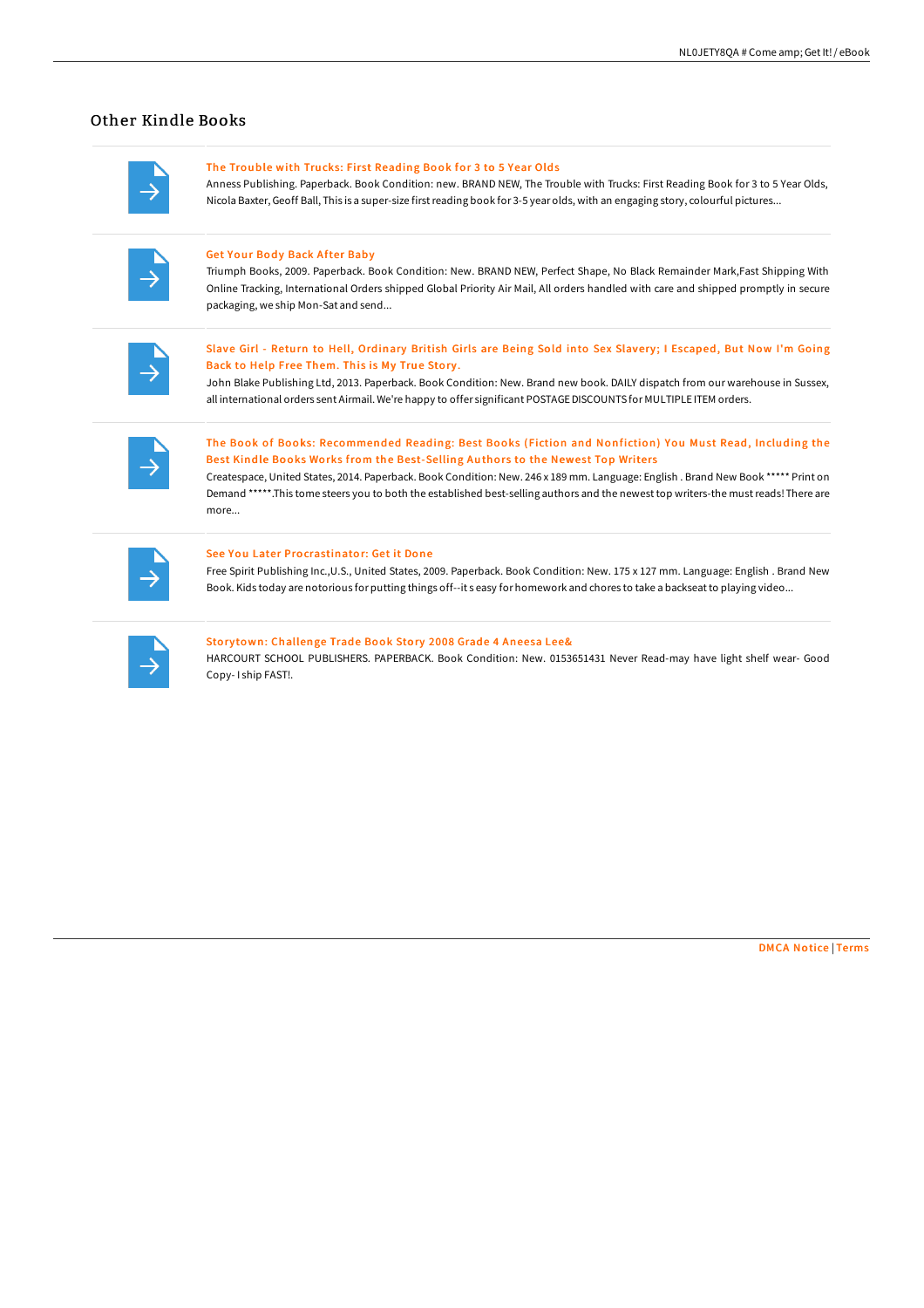## Other Kindle Books

### The Trouble with Trucks: First Reading Book for 3 to 5 Year Olds

Anness Publishing. Paperback. Book Condition: new. BRAND NEW, The Trouble with Trucks: First Reading Book for 3 to 5 Year Olds, Nicola Baxter, Geoff Ball, This is a super-size first reading book for 3-5 year olds, with an engaging story, colourful pictures...

### Get Your Body Back After Baby

Triumph Books, 2009. Paperback. Book Condition: New. BRAND NEW, Perfect Shape, No Black Remainder Mark,Fast Shipping With Online Tracking, International Orders shipped Global Priority Air Mail, All orders handled with care and shipped promptly in secure packaging, we ship Mon-Sat and send...

### Slave Girl - Return to Hell, Ordinary British Girls are Being Sold into Sex Slavery; I Escaped, But Now I'm Going Back to Help Free Them. This is My True Story.

John Blake Publishing Ltd, 2013. Paperback. Book Condition: New. Brand new book. DAILY dispatch from our warehouse in Sussex, all international orders sent Airmail. We're happy to offer significant POSTAGE DISCOUNTS for MULTIPLE ITEM orders.

### The Book of Books: Recommended Reading: Best Books (Fiction and Nonfiction) You Must Read, Including the Best Kindle Books Works from the Best-Selling Authors to the Newest Top Writers

Createspace, United States, 2014. Paperback. Book Condition: New. 246 x 189 mm. Language: English . Brand New Book ***** Print on Demand *****.This tome steers you to both the established best-selling authors and the newest top writers-the must reads! There are more...

### See You Later Procrastinator: Get it Done

Free Spirit Publishing Inc.,U.S., United States, 2009. Paperback. Book Condition: New. 175 x 127 mm. Language: English . Brand New Book. Kids today are notorious for putting things off--it s easy for homework and chores to take a backseat to playing video...

### Storytown: Challenge Trade Book Story 2008 Grade 4 Aneesa Lee&

HARCOURT SCHOOL PUBLISHERS. PAPERBACK. Book Condition: New. 0153651431 Never Read-may have light shelf wear- Good Copy- I ship FAST!.